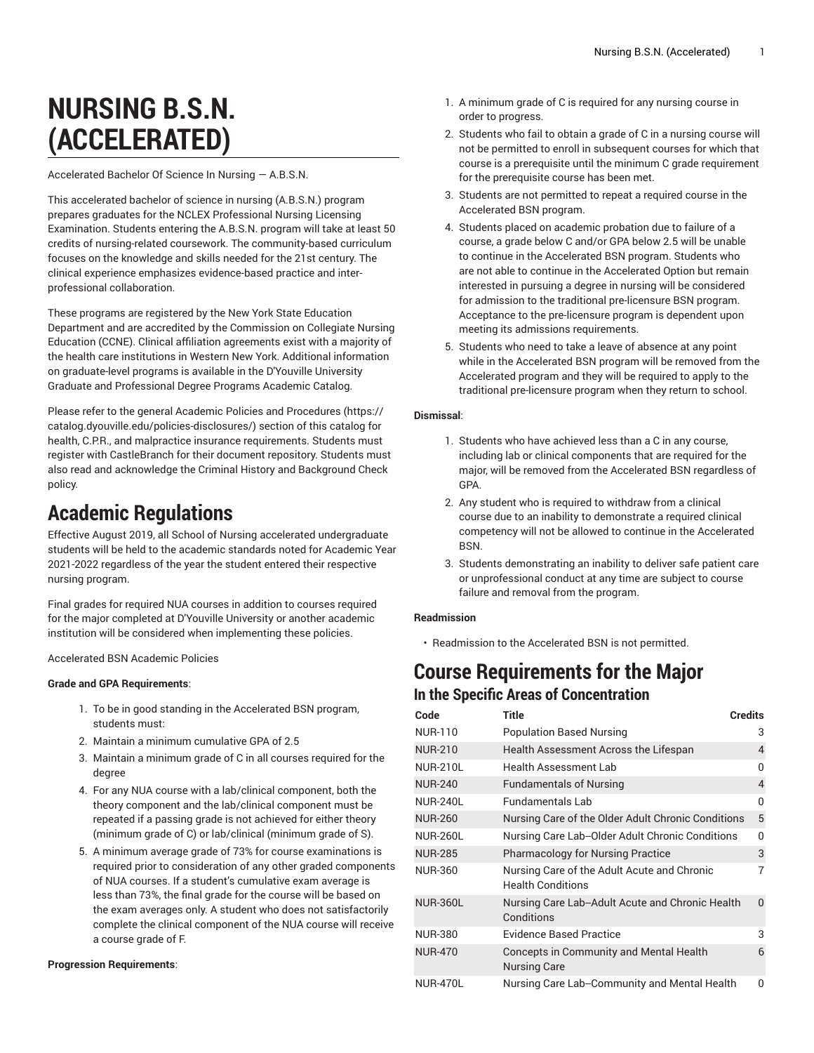# NURSING B.S.N. (ACCELERATED)

Accelerated Bachelor Of Science In Nursing — A.B.S.N.

This accelerated bachelor of science in nursing (A.B.S.N.) program prepares graduates for the NCLEX Professional Nursing Licensing Examination. Students entering the A.B.S.N. program will take at least 50 credits of nursing-related coursework. The community-based curriculum focuses on the knowledge and skills needed for the 21st century. The clinical experience emphasizes evidence-based practice and inter-professional collaboration.

These programs are registered by the New York State Education Department and are accredited by the Commission on Collegiate Nursing Education (CCNE). Clinical affiliation agreements exist with a majority of the health care institutions in Western New York. Additional information on graduate-level programs is available in the D'Youville University Graduate and Professional Degree Programs Academic Catalog.

Please refer to the general Academic Policies and Procedures (https://catalog.dyouville.edu/policies-disclosures/) section of this catalog for health, C.P.R., and malpractice insurance requirements. Students must register with CastleBranch for their document repository. Students must also read and acknowledge the Criminal History and Background Check policy.

## Academic Regulations

Effective August 2019, all School of Nursing accelerated undergraduate students will be held to the academic standards noted for Academic Year 2021-2022 regardless of the year the student entered their respective nursing program.

Final grades for required NUA courses in addition to courses required for the major completed at D'Youville University or another academic institution will be considered when implementing these policies.

Accelerated BSN Academic Policies

**Grade and GPA Requirements**:

1. To be in good standing in the Accelerated BSN program, students must:
2. Maintain a minimum cumulative GPA of 2.5
3. Maintain a minimum grade of C in all courses required for the degree
4. For any NUA course with a lab/clinical component, both the theory component and the lab/clinical component must be repeated if a passing grade is not achieved for either theory (minimum grade of C) or lab/clinical (minimum grade of S).
5. A minimum average grade of 73% for course examinations is required prior to consideration of any other graded components of NUA courses. If a student's cumulative exam average is less than 73%, the final grade for the course will be based on the exam averages only. A student who does not satisfactorily complete the clinical component of the NUA course will receive a course grade of F.

**Progression Requirements**:

1. A minimum grade of C is required for any nursing course in order to progress.
2. Students who fail to obtain a grade of C in a nursing course will not be permitted to enroll in subsequent courses for which that course is a prerequisite until the minimum C grade requirement for the prerequisite course has been met.
3. Students are not permitted to repeat a required course in the Accelerated BSN program.
4. Students placed on academic probation due to failure of a course, a grade below C and/or GPA below 2.5 will be unable to continue in the Accelerated BSN program. Students who are not able to continue in the Accelerated Option but remain interested in pursuing a degree in nursing will be considered for admission to the traditional pre-licensure BSN program. Acceptance to the pre-licensure program is dependent upon meeting its admissions requirements.
5. Students who need to take a leave of absence at any point while in the Accelerated BSN program will be removed from the Accelerated program and they will be required to apply to the traditional pre-licensure program when they return to school.

**Dismissal**:

1. Students who have achieved less than a C in any course, including lab or clinical components that are required for the major, will be removed from the Accelerated BSN regardless of GPA.
2. Any student who is required to withdraw from a clinical course due to an inability to demonstrate a required clinical competency will not be allowed to continue in the Accelerated BSN.
3. Students demonstrating an inability to deliver safe patient care or unprofessional conduct at any time are subject to course failure and removal from the program.

**Readmission**

- Readmission to the Accelerated BSN is not permitted.

## Course Requirements for the Major

### In the Specific Areas of Concentration

| Code | Title | Credits |
|---|---|---|
| NUR-110 | Population Based Nursing | 3 |
| NUR-210 | Health Assessment Across the Lifespan | 4 |
| NUR-210L | Health Assessment Lab | 0 |
| NUR-240 | Fundamentals of Nursing | 4 |
| NUR-240L | Fundamentals Lab | 0 |
| NUR-260 | Nursing Care of the Older Adult Chronic Conditions | 5 |
| NUR-260L | Nursing Care Lab--Older Adult Chronic Conditions | 0 |
| NUR-285 | Pharmacology for Nursing Practice | 3 |
| NUR-360 | Nursing Care of the Adult Acute and Chronic Health Conditions | 7 |
| NUR-360L | Nursing Care Lab--Adult Acute and Chronic Health Conditions | 0 |
| NUR-380 | Evidence Based Practice | 3 |
| NUR-470 | Concepts in Community and Mental Health Nursing Care | 6 |
| NUR-470L | Nursing Care Lab--Community and Mental Health | 0 |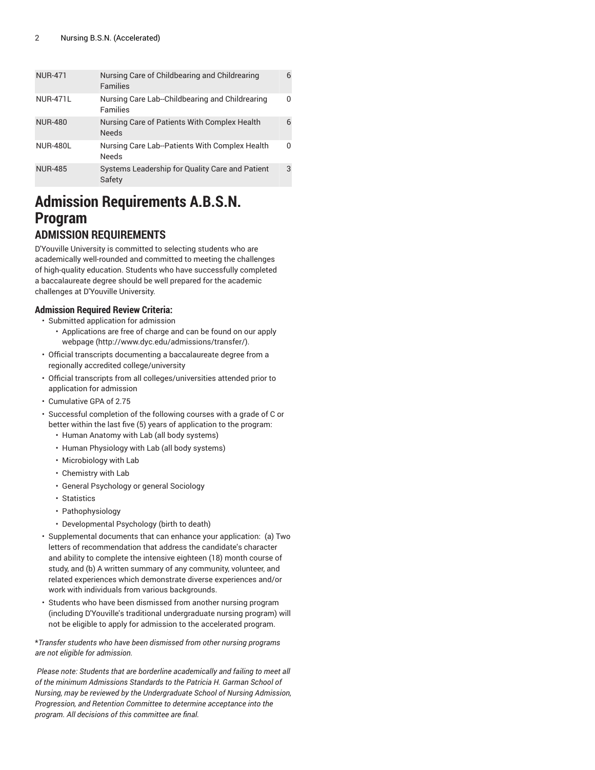| | | |
|---|---|---|
| NUR-471 | Nursing Care of Childbearing and Childrearing Families | 6 |
| NUR-471L | Nursing Care Lab--Childbearing and Childrearing Families | 0 |
| NUR-480 | Nursing Care of Patients With Complex Health Needs | 6 |
| NUR-480L | Nursing Care Lab--Patients With Complex Health Needs | 0 |
| NUR-485 | Systems Leadership for Quality Care and Patient Safety | 3 |

# Admission Requirements A.B.S.N. Program

## ADMISSION REQUIREMENTS

D'Youville University is committed to selecting students who are academically well-rounded and committed to meeting the challenges of high-quality education. Students who have successfully completed a baccalaureate degree should be well prepared for the academic challenges at D'Youville University.

### Admission Required Review Criteria:

- Submitted application for admission
  - Applications are free of charge and can be found on our apply webpage (http://www.dyc.edu/admissions/transfer/).
- Official transcripts documenting a baccalaureate degree from a regionally accredited college/university
- Official transcripts from all colleges/universities attended prior to application for admission
- Cumulative GPA of 2.75
- Successful completion of the following courses with a grade of C or better within the last five (5) years of application to the program:
  - Human Anatomy with Lab (all body systems)
  - Human Physiology with Lab (all body systems)
  - Microbiology with Lab
  - Chemistry with Lab
  - General Psychology or general Sociology
  - Statistics
  - Pathophysiology
  - Developmental Psychology (birth to death)
- Supplemental documents that can enhance your application: (a) Two letters of recommendation that address the candidate's character and ability to complete the intensive eighteen (18) month course of study, and (b) A written summary of any community, volunteer, and related experiences which demonstrate diverse experiences and/or work with individuals from various backgrounds.
- Students who have been dismissed from another nursing program (including D'Youville's traditional undergraduate nursing program) will not be eligible to apply for admission to the accelerated program.

*\*Transfer students who have been dismissed from other nursing programs are not eligible for admission.*

*Please note: Students that are borderline academically and failing to meet all of the minimum Admissions Standards to the Patricia H. Garman School of Nursing, may be reviewed by the Undergraduate School of Nursing Admission, Progression, and Retention Committee to determine acceptance into the program. All decisions of this committee are final.*